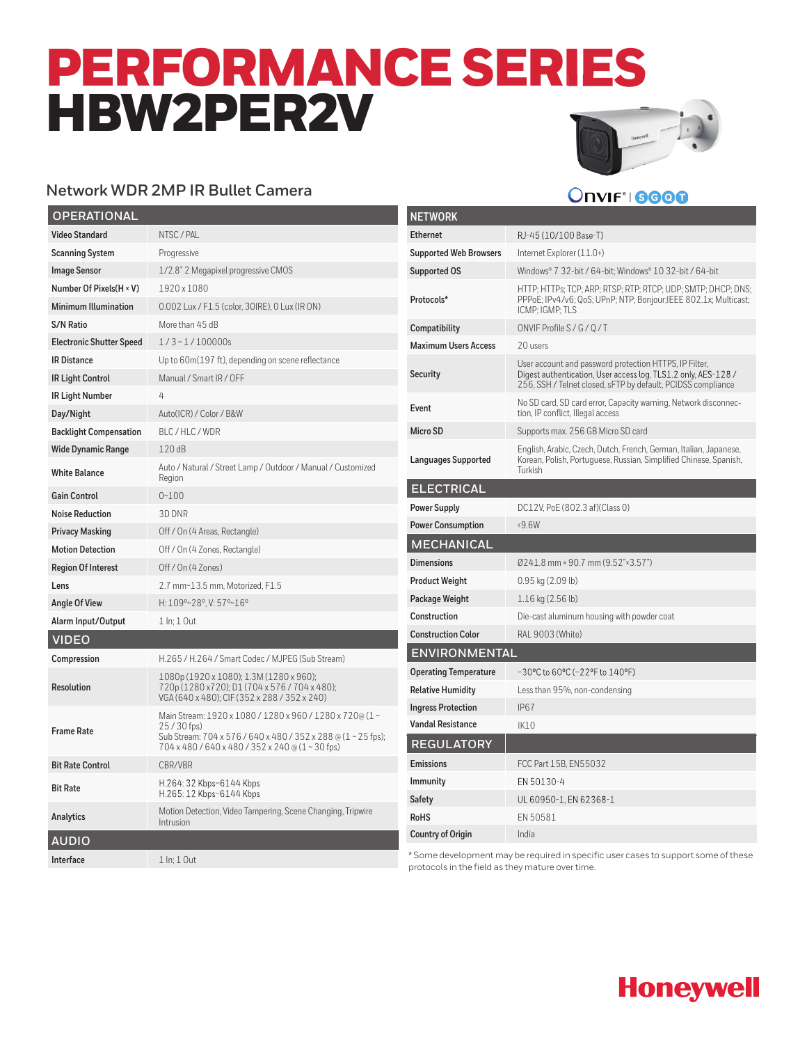# PERFORMANCE SERIES HBW2PER2V

## Network WDR 2MP IR Bullet Camera

| OPERATIONAL | |
|---|---|
| Video Standard | NTSC / PAL |
| Scanning System | Progressive |
| Image Sensor | 1/2.8" 2 Megapixel progressive CMOS |
| Number Of Pixels(H × V) | 1920 x 1080 |
| Minimum Illumination | 0.002 Lux / F1.5 (color, 30IRE), 0 Lux (IR ON) |
| S/N Ratio | More than 45 dB |
| Electronic Shutter Speed | 1 / 3 ~ 1 / 100000s |
| IR Distance | Up to 60m(197 ft), depending on scene reflectance |
| IR Light Control | Manual / Smart IR / OFF |
| IR Light Number | 4 |
| Day/Night | Auto(ICR) / Color / B&W |
| Backlight Compensation | BLC / HLC / WDR |
| Wide Dynamic Range | 120 dB |
| White Balance | Auto / Natural / Street Lamp / Outdoor / Manual / Customized Region |
| Gain Control | 0~100 |
| Noise Reduction | 3D DNR |
| Privacy Masking | Off / On (4 Areas, Rectangle) |
| Motion Detection | Off / On (4 Zones, Rectangle) |
| Region Of Interest | Off / On (4 Zones) |
| Lens | 2.7 mm~13.5 mm, Motorized, F1.5 |
| Angle Of View | H: 109°~28°, V: 57°~16° |
| Alarm Input/Output | 1 In; 1 Out |

| VIDEO | |
|---|---|
| Compression | H.265 / H.264 / Smart Codec / MJPEG (Sub Stream) |
| Resolution | 1080p (1920 x 1080); 1.3M (1280 x 960); 720p (1280 x720); D1 (704 x 576 / 704 x 480); VGA (640 x 480); CIF (352 x 288 / 352 x 240) |
| Frame Rate | Main Stream: 1920 x 1080 / 1280 x 960 / 1280 x 720@ (1 ~ 25 / 30 fps) Sub Stream: 704 x 576 / 640 x 480 / 352 x 288 @ (1 ~ 25 fps); 704 x 480 / 640 x 480 / 352 x 240 @ (1 ~ 30 fps) |
| Bit Rate Control | CBR/VBR |
| Bit Rate | H.264: 32 Kbps~6144 Kbps H.265: 12 Kbps~6144 Kbps |
| Analytics | Motion Detection, Video Tampering, Scene Changing, Tripwire Intrusion |

| AUDIO | |
|---|---|
| Interface | 1 In; 1 Out |

| NETWORK | |
|---|---|
| Ethernet | RJ-45 (10/100 Base-T) |
| Supported Web Browsers | Internet Explorer (11.0+) |
| Supported OS | Windows® 7 32-bit / 64-bit; Windows® 10 32-bit / 64-bit |
| Protocols* | HTTP; HTTPs; TCP; ARP; RTSP; RTP; RTCP; UDP; SMTP; DHCP; DNS; PPPoE; IPv4/v6; QoS; UPnP; NTP; Bonjour;IEEE 802.1x; Multicast; ICMP; IGMP; TLS |
| Compatibility | ONVIF Profile S / G / Q / T |
| Maximum Users Access | 20 users |
| Security | User account and password protection HTTPS, IP Filter, Digest authentication, User access log, TLS1.2 only, AES-128 / 256, SSH / Telnet closed, sFTP by default, PCIDSS compliance |
| Event | No SD card, SD card error, Capacity warning, Network disconnection, IP conflict, Illegal access |
| Micro SD | Supports max. 256 GB Micro SD card |
| Languages Supported | English, Arabic, Czech, Dutch, French, German, Italian, Japanese, Korean, Polish, Portuguese, Russian, Simplified Chinese, Spanish, Turkish |

| ELECTRICAL | |
|---|---|
| Power Supply | DC12V, PoE (802.3 af)(Class 0) |
| Power Consumption | <9.6W |

| MECHANICAL | |
|---|---|
| Dimensions | Ø241.8 mm × 90.7 mm (9.52"×3.57") |
| Product Weight | 0.95 kg (2.09 lb) |
| Package Weight | 1.16 kg (2.56 lb) |
| Construction | Die-cast aluminum housing with powder coat |
| Construction Color | RAL 9003 (White) |

| ENVIRONMENTAL | |
|---|---|
| Operating Temperature | −30°C to 60°C (−22°F to 140°F) |
| Relative Humidity | Less than 95%, non-condensing |
| Ingress Protection | IP67 |
| Vandal Resistance | IK10 |

| REGULATORY | |
|---|---|
| Emissions | FCC Part 15B, EN55032 |
| Immunity | EN 50130-4 |
| Safety | UL 60950-1, EN 62368-1 |
| RoHS | EN 50581 |
| Country of Origin | India |

*Some development may be required in specific user cases to support some of these protocols in the field as they mature over time.

Honeywell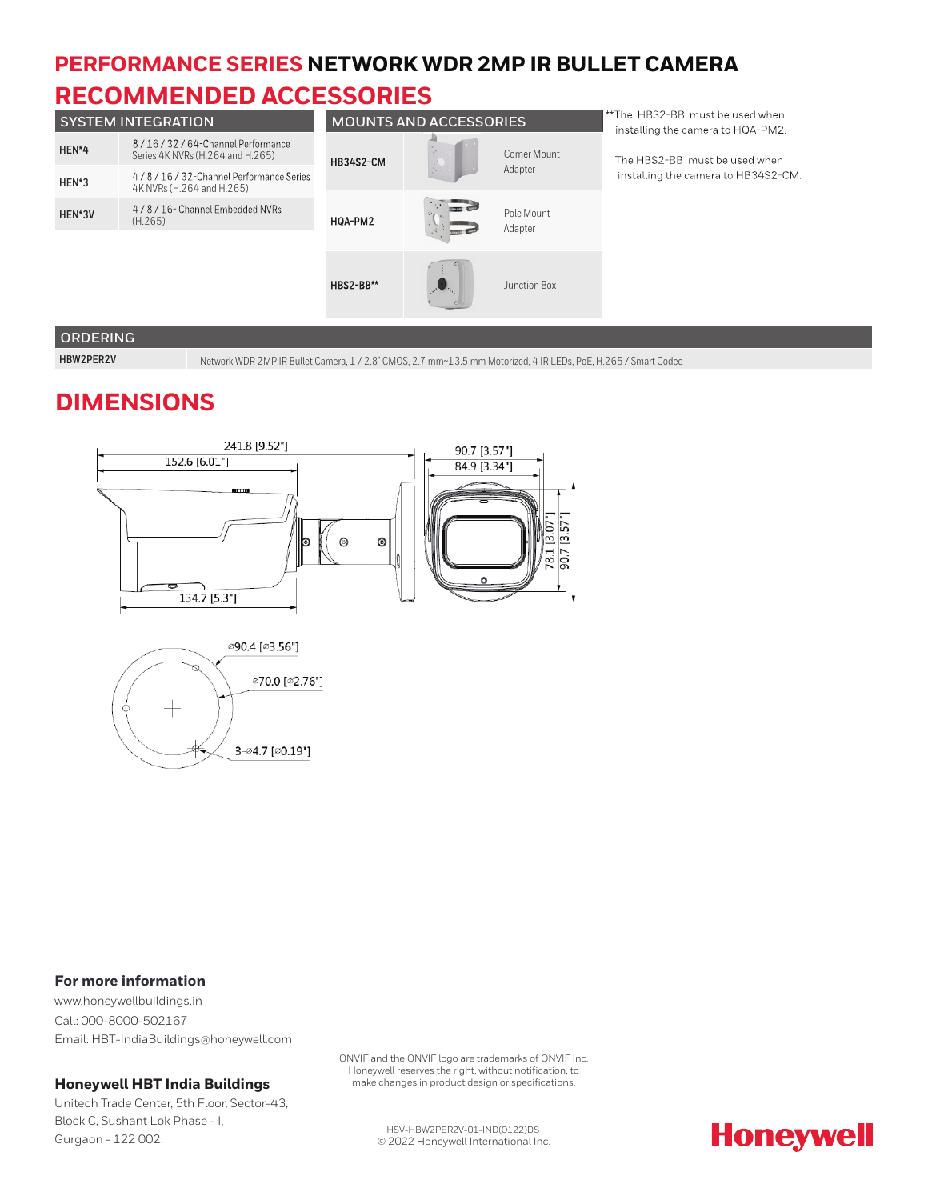# PERFORMANCE SERIES NETWORK WDR 2MP IR BULLET CAMERA

## RECOMMENDED ACCESSORIES

| SYSTEM INTEGRATION | |
|---|---|
| HEN*4 | 8 / 16 / 32 / 64-Channel Performance Series 4K NVRs (H.264 and H.265) |
| HEN*3 | 4 / 8 / 16 / 32-Channel Performance Series 4K NVRs (H.264 and H.265) |
| HEN*3V | 4 / 8 / 16- Channel Embedded NVRs (H.265) |

| MOUNTS AND ACCESSORIES | |
|---|---|
| HB34S2-CM | Corner Mount Adapter |
| HQA-PM2 | Pole Mount Adapter |
| HBS2-BB** | Junction Box |

**The HBS2-BB must be used when installing the camera to HQA-PM2.

The HBS2-BB must be used when installing the camera to HB34S2-CM.

| ORDERING | |
|---|---|
| HBW2PER2V | Network WDR 2MP IR Bullet Camera, 1 / 2.8" CMOS, 2.7 mm~13.5 mm Motorized, 4 IR LEDs, PoE, H.265 / Smart Codec |

## DIMENSIONS

241.8 [9.52"]
152.6 [6.01"]
134.7 [5.3"]
90.7 [3.57"]
84.9 [3.34"]
78.1 [3.07"]
90.7 [3.57"]
⌀90.4 [⌀3.56"]
⌀70.0 [⌀2.76"]
3-⌀4.7 [⌀0.19"]

**For more information**

www.honeywellbuildings.in
Call: 000-8000-502167
Email: HBT-IndiaBuildings@honeywell.com

**Honeywell HBT India Buildings**

Unitech Trade Center, 5th Floor, Sector-43,
Block C, Sushant Lok Phase - I,
Gurgaon - 122 002.

ONVIF and the ONVIF logo are trademarks of ONVIF Inc.
Honeywell reserves the right, without notification, to make changes in product design or specifications.

HSV-HBW2PER2V-01-IND(0122)DS
© 2022 Honeywell International Inc.

Honeywell